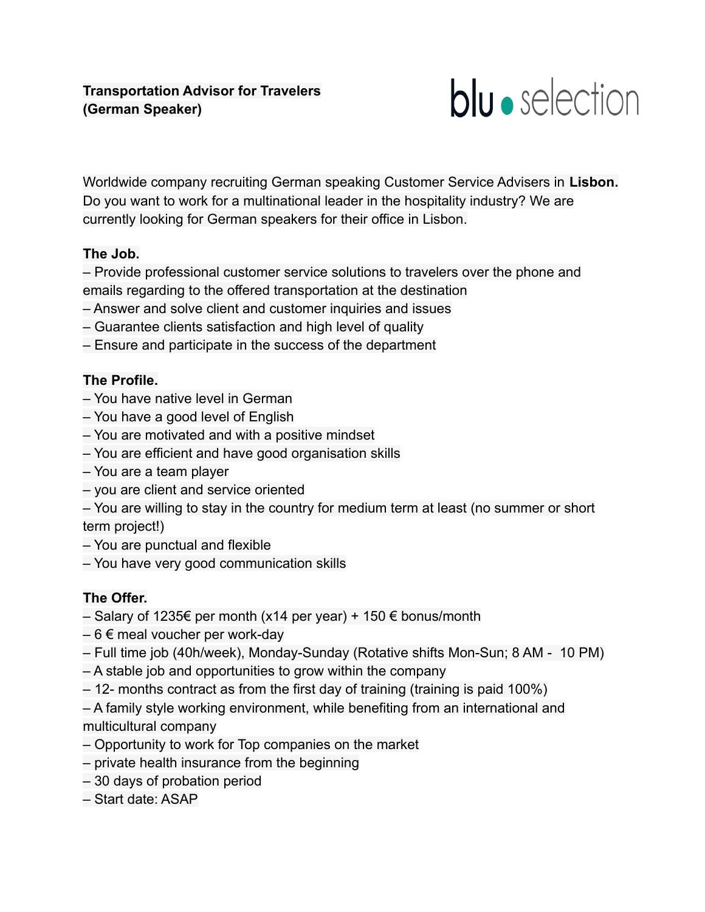**Transportation Advisor for Travelers (German Speaker)**

blu selection

Worldwide company recruiting German speaking Customer Service Advisers in **Lisbon.** Do you want to work for a multinational leader in the hospitality industry? We are currently looking for German speakers for their office in Lisbon.

**The Job.**

– Provide professional customer service solutions to travelers over the phone and emails regarding to the offered transportation at the destination
– Answer and solve client and customer inquiries and issues
– Guarantee clients satisfaction and high level of quality
– Ensure and participate in the success of the department

**The Profile.**

– You have native level in German
– You have a good level of English
– You are motivated and with a positive mindset
– You are efficient and have good organisation skills
– You are a team player
– you are client and service oriented
– You are willing to stay in the country for medium term at least (no summer or short term project!)
– You are punctual and flexible
– You have very good communication skills

**The Offer.**

– Salary of 1235€ per month (x14 per year) + 150 € bonus/month
– 6 € meal voucher per work-day
– Full time job (40h/week), Monday-Sunday (Rotative shifts Mon-Sun; 8 AM - 10 PM)
– A stable job and opportunities to grow within the company
– 12- months contract as from the first day of training (training is paid 100%)
– A family style working environment, while benefiting from an international and multicultural company
– Opportunity to work for Top companies on the market
– private health insurance from the beginning
– 30 days of probation period
– Start date: ASAP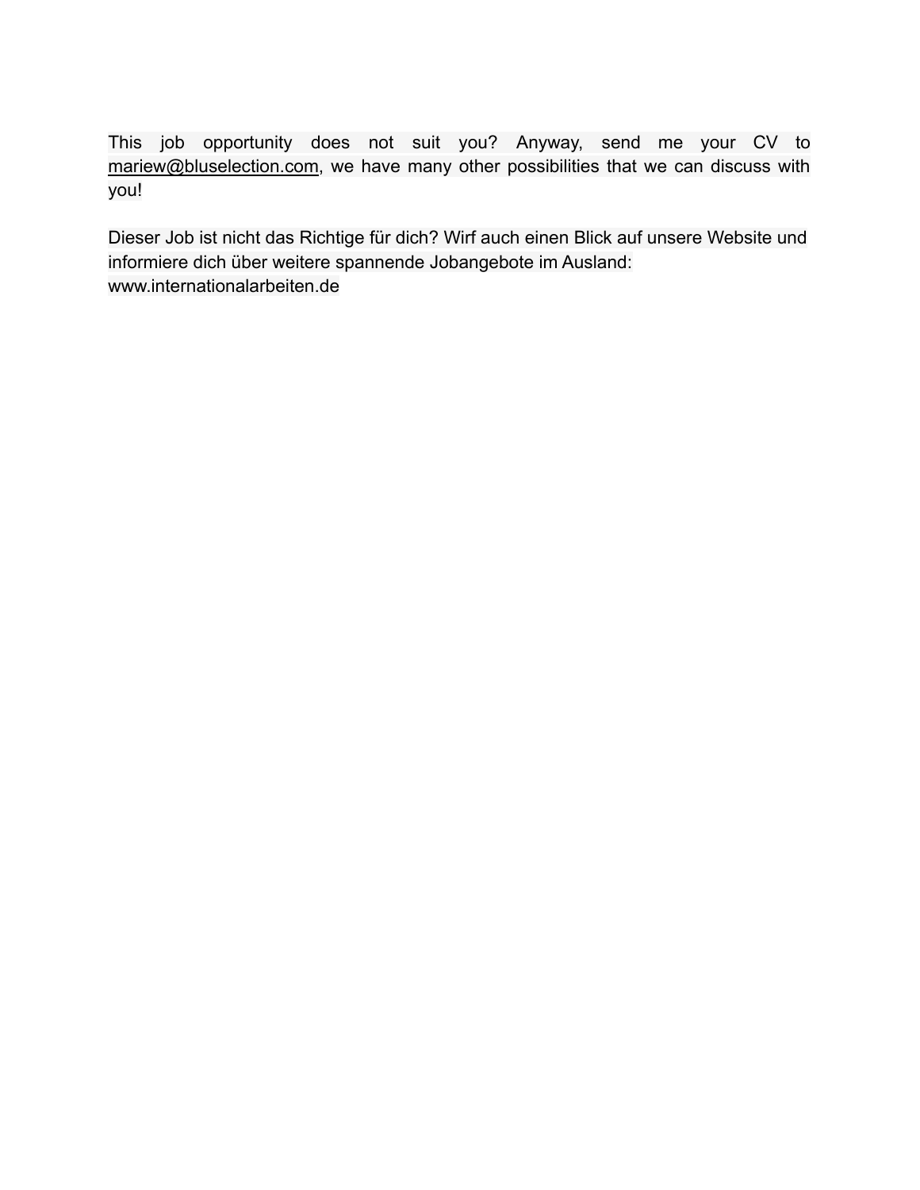This job opportunity does not suit you? Anyway, send me your CV to mariew@bluselection.com, we have many other possibilities that we can discuss with you!

Dieser Job ist nicht das Richtige für dich? Wirf auch einen Blick auf unsere Website und informiere dich über weitere spannende Jobangebote im Ausland: www.internationalarbeiten.de